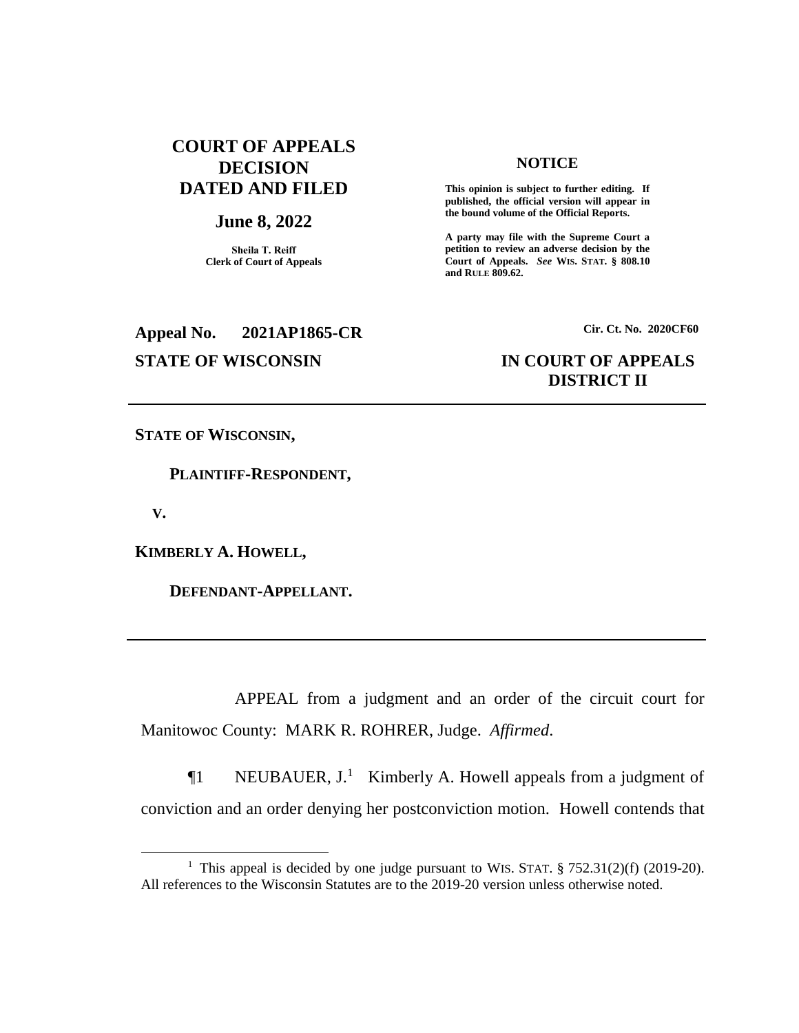# COURT OF APPEALS DECISION DATED AND FILED

**June 8, 2022**

**Sheila T. Reiff**
**Clerk of Court of Appeals**

**NOTICE**

**This opinion is subject to further editing. If published, the official version will appear in the bound volume of the Official Reports.**

**A party may file with the Supreme Court a petition to review an adverse decision by the Court of Appeals.** ***See*** **WIS. STAT. § 808.10 and RULE 809.62.**

**Appeal No. 2021AP1865-CR**

**Cir. Ct. No. 2020CF60**

**STATE OF WISCONSIN**

**IN COURT OF APPEALS**
**DISTRICT II**

---

**STATE OF WISCONSIN,**

**PLAINTIFF-RESPONDENT,**

**V.**

**KIMBERLY A. HOWELL,**

**DEFENDANT-APPELLANT.**

---

APPEAL from a judgment and an order of the circuit court for Manitowoc County: MARK R. ROHRER, Judge. *Affirmed*.

¶1 NEUBAUER, J.[1] Kimberly A. Howell appeals from a judgment of conviction and an order denying her postconviction motion. Howell contends that

---

[1] This appeal is decided by one judge pursuant to WIS. STAT. § 752.31(2)(f) (2019-20). All references to the Wisconsin Statutes are to the 2019-20 version unless otherwise noted.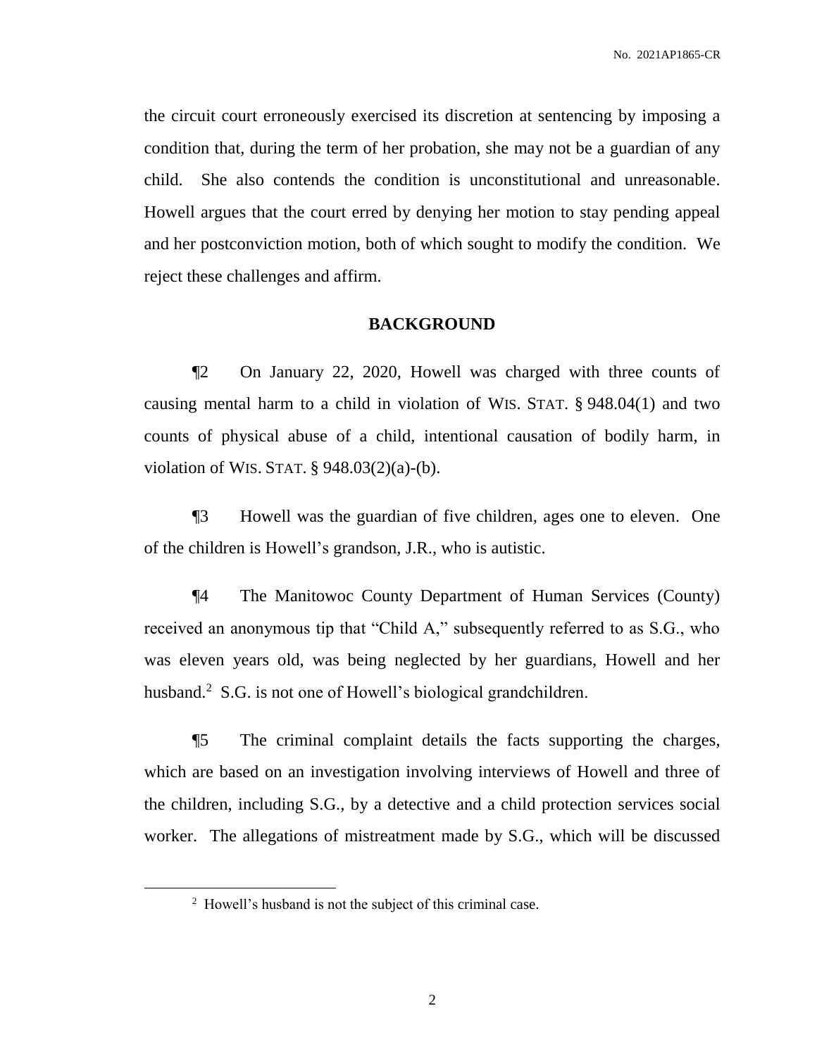the circuit court erroneously exercised its discretion at sentencing by imposing a condition that, during the term of her probation, she may not be a guardian of any child. She also contends the condition is unconstitutional and unreasonable. Howell argues that the court erred by denying her motion to stay pending appeal and her postconviction motion, both of which sought to modify the condition. We reject these challenges and affirm.

## BACKGROUND

¶2 On January 22, 2020, Howell was charged with three counts of causing mental harm to a child in violation of WIS. STAT. § 948.04(1) and two counts of physical abuse of a child, intentional causation of bodily harm, in violation of WIS. STAT. § 948.03(2)(a)-(b).

¶3 Howell was the guardian of five children, ages one to eleven. One of the children is Howell's grandson, J.R., who is autistic.

¶4 The Manitowoc County Department of Human Services (County) received an anonymous tip that "Child A," subsequently referred to as S.G., who was eleven years old, was being neglected by her guardians, Howell and her husband.[2] S.G. is not one of Howell's biological grandchildren.

¶5 The criminal complaint details the facts supporting the charges, which are based on an investigation involving interviews of Howell and three of the children, including S.G., by a detective and a child protection services social worker. The allegations of mistreatment made by S.G., which will be discussed

[2] Howell's husband is not the subject of this criminal case.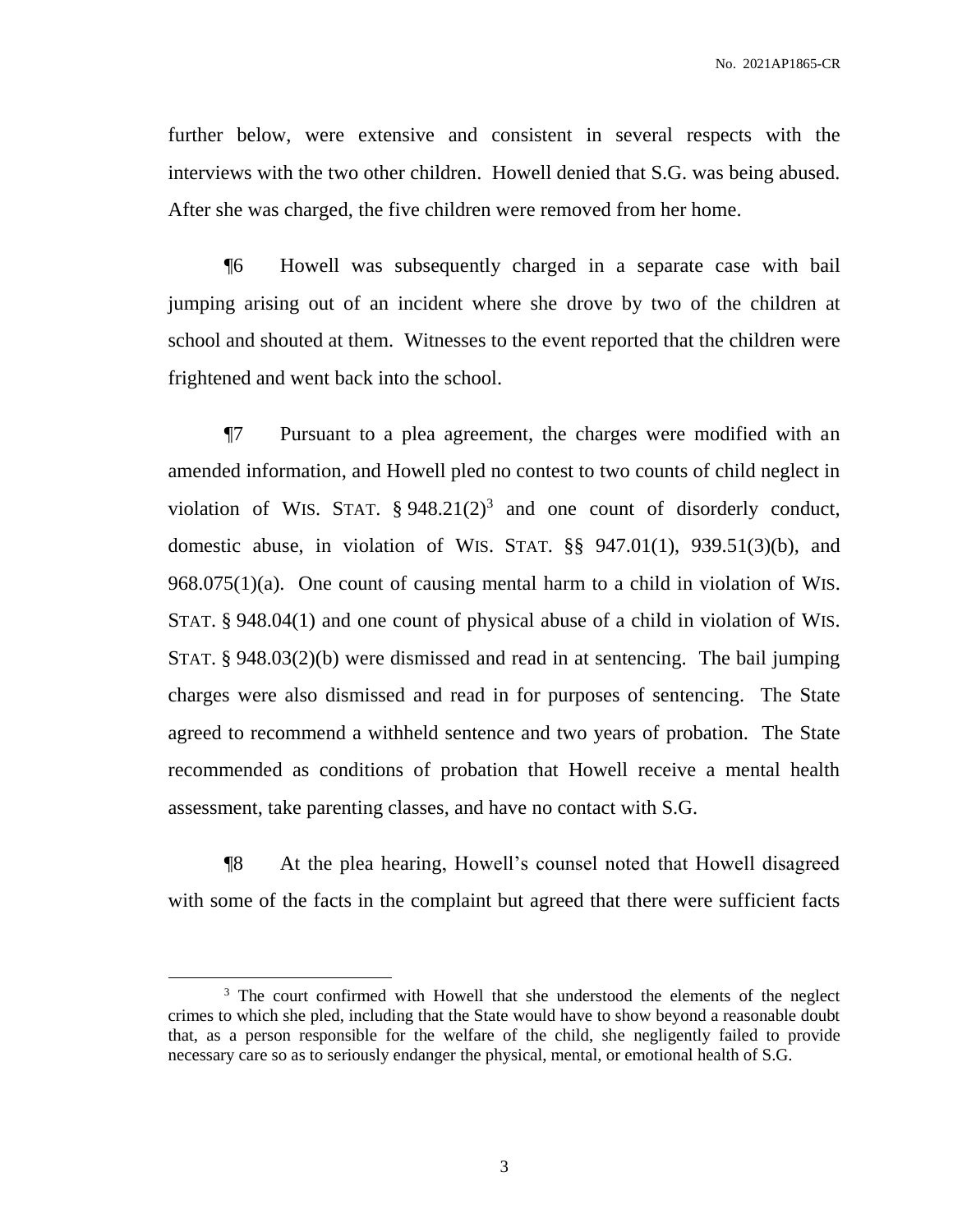further below, were extensive and consistent in several respects with the interviews with the two other children. Howell denied that S.G. was being abused. After she was charged, the five children were removed from her home.

¶6 Howell was subsequently charged in a separate case with bail jumping arising out of an incident where she drove by two of the children at school and shouted at them. Witnesses to the event reported that the children were frightened and went back into the school.

¶7 Pursuant to a plea agreement, the charges were modified with an amended information, and Howell pled no contest to two counts of child neglect in violation of WIS. STAT. § 948.21(2)[3] and one count of disorderly conduct, domestic abuse, in violation of WIS. STAT. §§ 947.01(1), 939.51(3)(b), and 968.075(1)(a). One count of causing mental harm to a child in violation of WIS. STAT. § 948.04(1) and one count of physical abuse of a child in violation of WIS. STAT. § 948.03(2)(b) were dismissed and read in at sentencing. The bail jumping charges were also dismissed and read in for purposes of sentencing. The State agreed to recommend a withheld sentence and two years of probation. The State recommended as conditions of probation that Howell receive a mental health assessment, take parenting classes, and have no contact with S.G.

¶8 At the plea hearing, Howell's counsel noted that Howell disagreed with some of the facts in the complaint but agreed that there were sufficient facts

[3] The court confirmed with Howell that she understood the elements of the neglect crimes to which she pled, including that the State would have to show beyond a reasonable doubt that, as a person responsible for the welfare of the child, she negligently failed to provide necessary care so as to seriously endanger the physical, mental, or emotional health of S.G.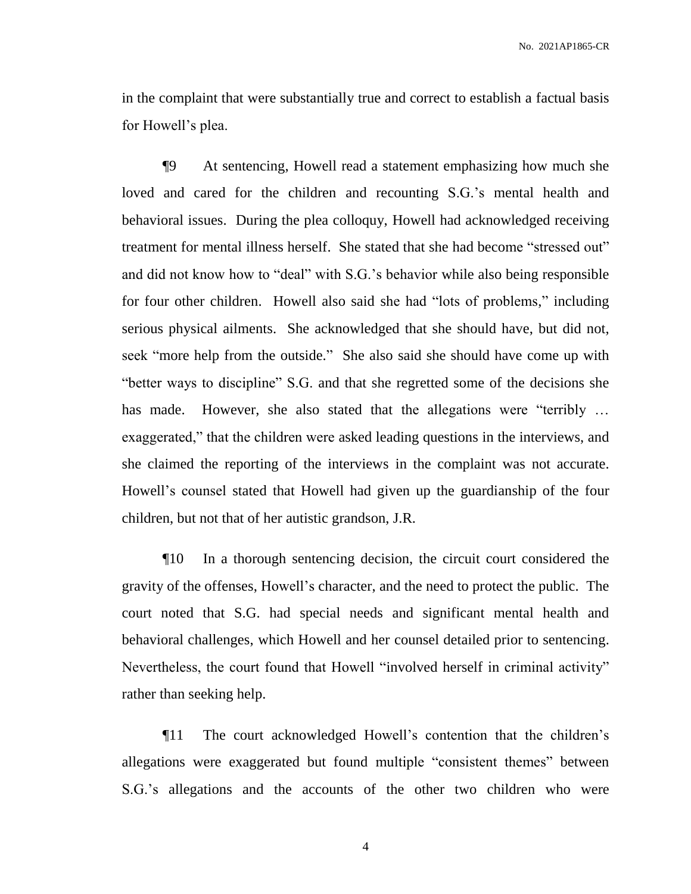in the complaint that were substantially true and correct to establish a factual basis for Howell's plea.

¶9 At sentencing, Howell read a statement emphasizing how much she loved and cared for the children and recounting S.G.'s mental health and behavioral issues. During the plea colloquy, Howell had acknowledged receiving treatment for mental illness herself. She stated that she had become "stressed out" and did not know how to "deal" with S.G.'s behavior while also being responsible for four other children. Howell also said she had "lots of problems," including serious physical ailments. She acknowledged that she should have, but did not, seek "more help from the outside." She also said she should have come up with "better ways to discipline" S.G. and that she regretted some of the decisions she has made. However, she also stated that the allegations were "terribly … exaggerated," that the children were asked leading questions in the interviews, and she claimed the reporting of the interviews in the complaint was not accurate. Howell's counsel stated that Howell had given up the guardianship of the four children, but not that of her autistic grandson, J.R.

¶10 In a thorough sentencing decision, the circuit court considered the gravity of the offenses, Howell's character, and the need to protect the public. The court noted that S.G. had special needs and significant mental health and behavioral challenges, which Howell and her counsel detailed prior to sentencing. Nevertheless, the court found that Howell "involved herself in criminal activity" rather than seeking help.

¶11 The court acknowledged Howell's contention that the children's allegations were exaggerated but found multiple "consistent themes" between S.G.'s allegations and the accounts of the other two children who were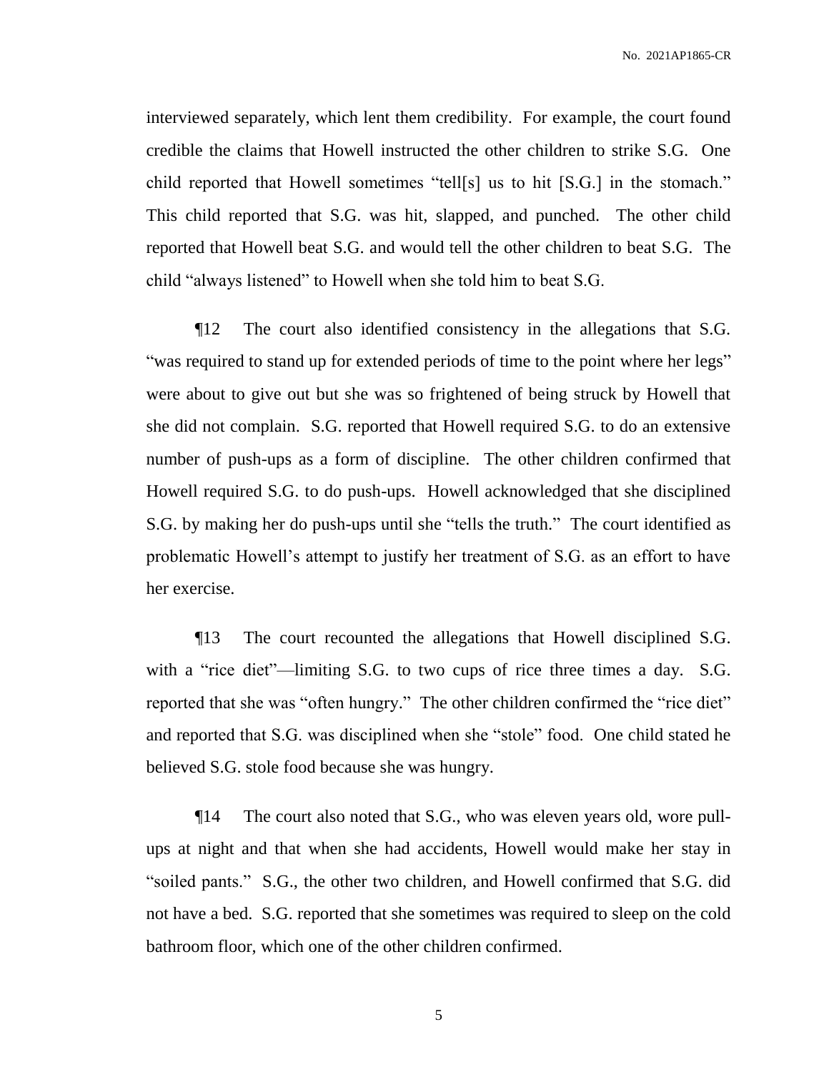interviewed separately, which lent them credibility. For example, the court found credible the claims that Howell instructed the other children to strike S.G. One child reported that Howell sometimes "tell[s] us to hit [S.G.] in the stomach." This child reported that S.G. was hit, slapped, and punched. The other child reported that Howell beat S.G. and would tell the other children to beat S.G. The child "always listened" to Howell when she told him to beat S.G.

¶12 The court also identified consistency in the allegations that S.G. "was required to stand up for extended periods of time to the point where her legs" were about to give out but she was so frightened of being struck by Howell that she did not complain. S.G. reported that Howell required S.G. to do an extensive number of push-ups as a form of discipline. The other children confirmed that Howell required S.G. to do push-ups. Howell acknowledged that she disciplined S.G. by making her do push-ups until she "tells the truth." The court identified as problematic Howell's attempt to justify her treatment of S.G. as an effort to have her exercise.

¶13 The court recounted the allegations that Howell disciplined S.G. with a "rice diet"—limiting S.G. to two cups of rice three times a day. S.G. reported that she was "often hungry." The other children confirmed the "rice diet" and reported that S.G. was disciplined when she "stole" food. One child stated he believed S.G. stole food because she was hungry.

¶14 The court also noted that S.G., who was eleven years old, wore pull-ups at night and that when she had accidents, Howell would make her stay in "soiled pants." S.G., the other two children, and Howell confirmed that S.G. did not have a bed. S.G. reported that she sometimes was required to sleep on the cold bathroom floor, which one of the other children confirmed.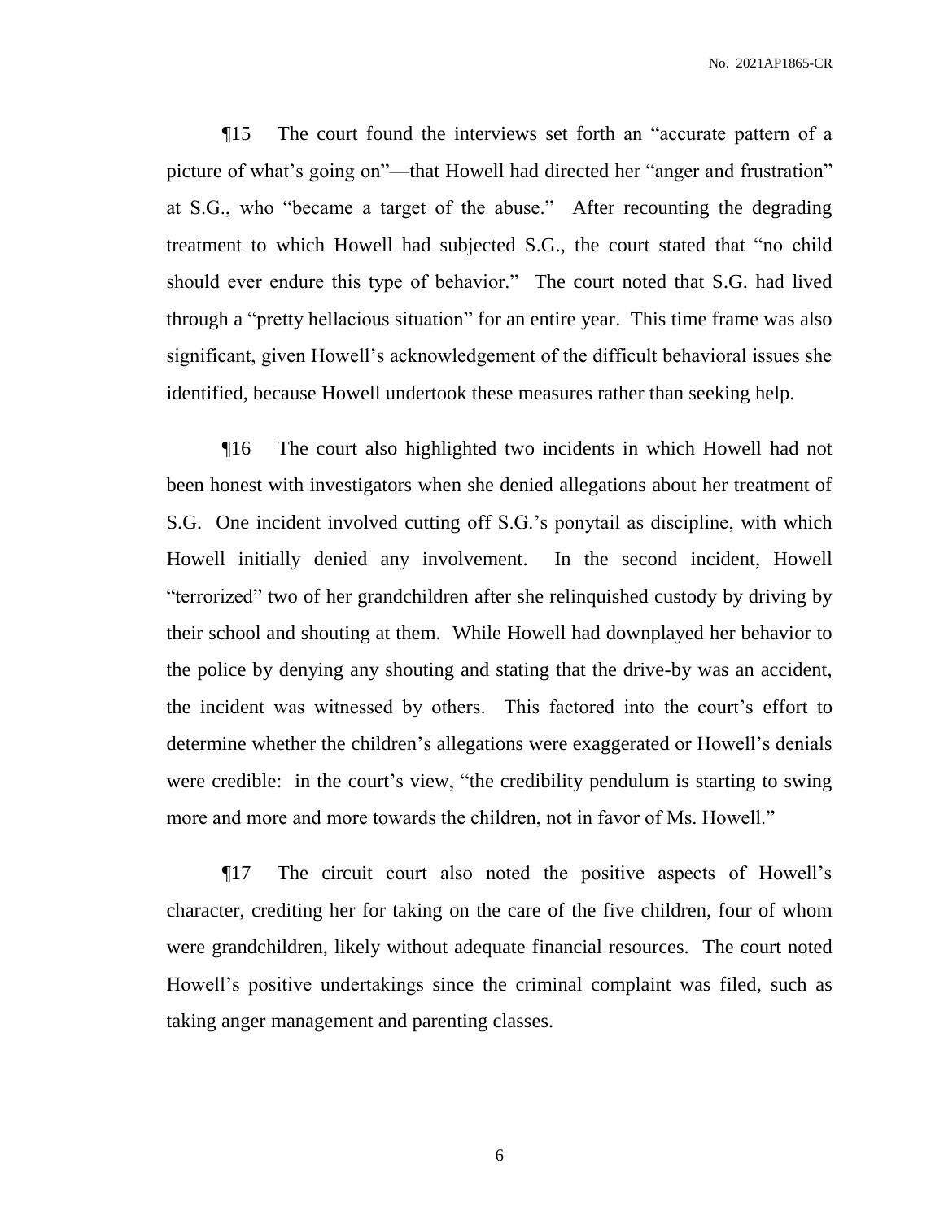¶15 The court found the interviews set forth an "accurate pattern of a picture of what's going on"—that Howell had directed her "anger and frustration" at S.G., who "became a target of the abuse." After recounting the degrading treatment to which Howell had subjected S.G., the court stated that "no child should ever endure this type of behavior." The court noted that S.G. had lived through a "pretty hellacious situation" for an entire year. This time frame was also significant, given Howell's acknowledgement of the difficult behavioral issues she identified, because Howell undertook these measures rather than seeking help.

¶16 The court also highlighted two incidents in which Howell had not been honest with investigators when she denied allegations about her treatment of S.G. One incident involved cutting off S.G.'s ponytail as discipline, with which Howell initially denied any involvement. In the second incident, Howell "terrorized" two of her grandchildren after she relinquished custody by driving by their school and shouting at them. While Howell had downplayed her behavior to the police by denying any shouting and stating that the drive-by was an accident, the incident was witnessed by others. This factored into the court's effort to determine whether the children's allegations were exaggerated or Howell's denials were credible: in the court's view, "the credibility pendulum is starting to swing more and more and more towards the children, not in favor of Ms. Howell."

¶17 The circuit court also noted the positive aspects of Howell's character, crediting her for taking on the care of the five children, four of whom were grandchildren, likely without adequate financial resources. The court noted Howell's positive undertakings since the criminal complaint was filed, such as taking anger management and parenting classes.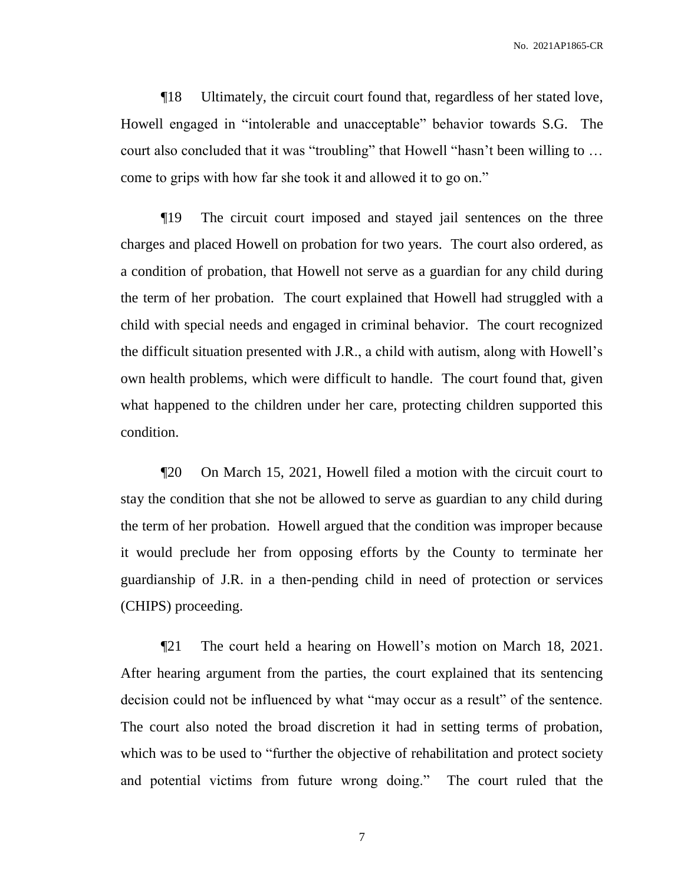¶18 Ultimately, the circuit court found that, regardless of her stated love, Howell engaged in "intolerable and unacceptable" behavior towards S.G. The court also concluded that it was "troubling" that Howell "hasn't been willing to … come to grips with how far she took it and allowed it to go on."

¶19 The circuit court imposed and stayed jail sentences on the three charges and placed Howell on probation for two years. The court also ordered, as a condition of probation, that Howell not serve as a guardian for any child during the term of her probation. The court explained that Howell had struggled with a child with special needs and engaged in criminal behavior. The court recognized the difficult situation presented with J.R., a child with autism, along with Howell's own health problems, which were difficult to handle. The court found that, given what happened to the children under her care, protecting children supported this condition.

¶20 On March 15, 2021, Howell filed a motion with the circuit court to stay the condition that she not be allowed to serve as guardian to any child during the term of her probation. Howell argued that the condition was improper because it would preclude her from opposing efforts by the County to terminate her guardianship of J.R. in a then-pending child in need of protection or services (CHIPS) proceeding.

¶21 The court held a hearing on Howell's motion on March 18, 2021. After hearing argument from the parties, the court explained that its sentencing decision could not be influenced by what "may occur as a result" of the sentence. The court also noted the broad discretion it had in setting terms of probation, which was to be used to "further the objective of rehabilitation and protect society and potential victims from future wrong doing." The court ruled that the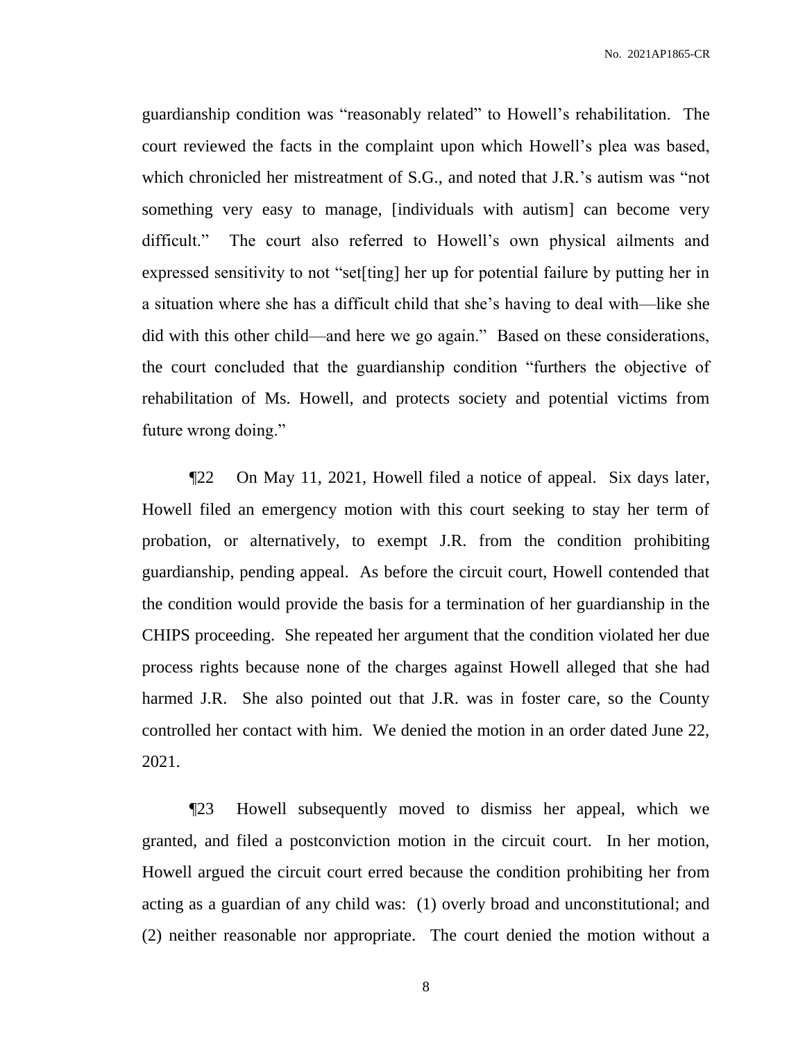guardianship condition was "reasonably related" to Howell's rehabilitation. The court reviewed the facts in the complaint upon which Howell's plea was based, which chronicled her mistreatment of S.G., and noted that J.R.'s autism was "not something very easy to manage, [individuals with autism] can become very difficult." The court also referred to Howell's own physical ailments and expressed sensitivity to not "set[ting] her up for potential failure by putting her in a situation where she has a difficult child that she's having to deal with—like she did with this other child—and here we go again." Based on these considerations, the court concluded that the guardianship condition "furthers the objective of rehabilitation of Ms. Howell, and protects society and potential victims from future wrong doing."

¶22 On May 11, 2021, Howell filed a notice of appeal. Six days later, Howell filed an emergency motion with this court seeking to stay her term of probation, or alternatively, to exempt J.R. from the condition prohibiting guardianship, pending appeal. As before the circuit court, Howell contended that the condition would provide the basis for a termination of her guardianship in the CHIPS proceeding. She repeated her argument that the condition violated her due process rights because none of the charges against Howell alleged that she had harmed J.R. She also pointed out that J.R. was in foster care, so the County controlled her contact with him. We denied the motion in an order dated June 22, 2021.

¶23 Howell subsequently moved to dismiss her appeal, which we granted, and filed a postconviction motion in the circuit court. In her motion, Howell argued the circuit court erred because the condition prohibiting her from acting as a guardian of any child was: (1) overly broad and unconstitutional; and (2) neither reasonable nor appropriate. The court denied the motion without a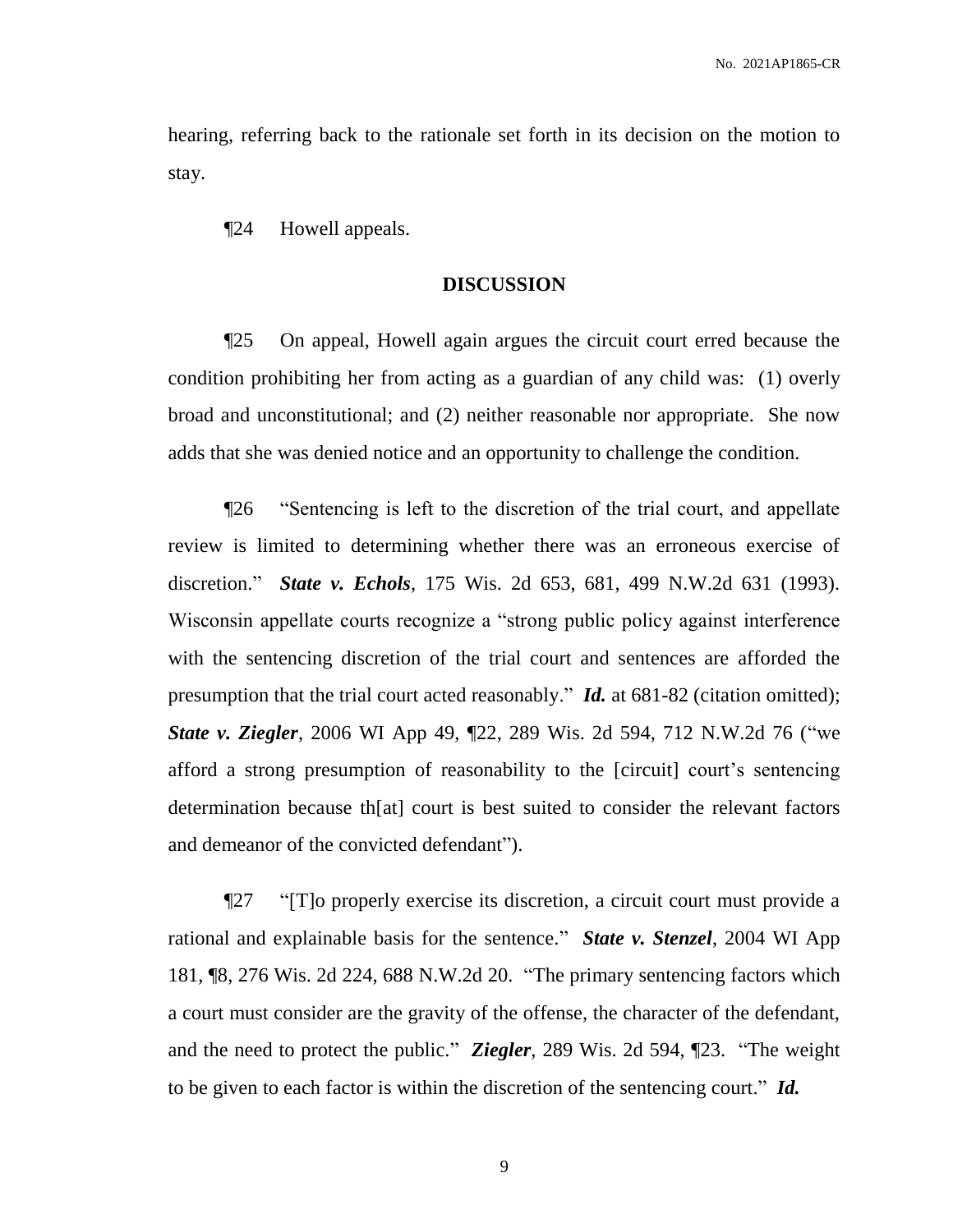hearing, referring back to the rationale set forth in its decision on the motion to stay.

¶24 Howell appeals.

## DISCUSSION

¶25 On appeal, Howell again argues the circuit court erred because the condition prohibiting her from acting as a guardian of any child was: (1) overly broad and unconstitutional; and (2) neither reasonable nor appropriate. She now adds that she was denied notice and an opportunity to challenge the condition.

¶26 "Sentencing is left to the discretion of the trial court, and appellate review is limited to determining whether there was an erroneous exercise of discretion." ***State v. Echols***, 175 Wis. 2d 653, 681, 499 N.W.2d 631 (1993). Wisconsin appellate courts recognize a "strong public policy against interference with the sentencing discretion of the trial court and sentences are afforded the presumption that the trial court acted reasonably." ***Id.*** at 681-82 (citation omitted); ***State v. Ziegler***, 2006 WI App 49, ¶22, 289 Wis. 2d 594, 712 N.W.2d 76 ("we afford a strong presumption of reasonability to the [circuit] court's sentencing determination because th[at] court is best suited to consider the relevant factors and demeanor of the convicted defendant").

¶27 "[T]o properly exercise its discretion, a circuit court must provide a rational and explainable basis for the sentence." ***State v. Stenzel***, 2004 WI App 181, ¶8, 276 Wis. 2d 224, 688 N.W.2d 20. "The primary sentencing factors which a court must consider are the gravity of the offense, the character of the defendant, and the need to protect the public." ***Ziegler***, 289 Wis. 2d 594, ¶23. "The weight to be given to each factor is within the discretion of the sentencing court." ***Id.***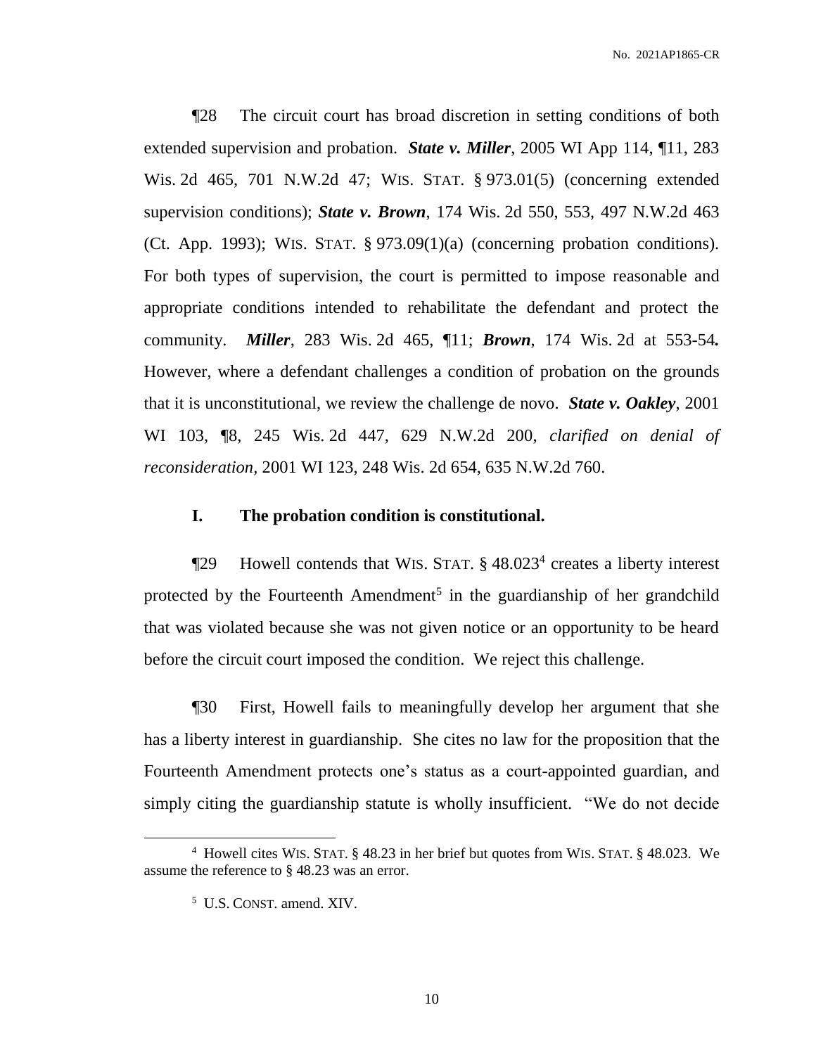¶28 The circuit court has broad discretion in setting conditions of both extended supervision and probation. ***State v. Miller***, 2005 WI App 114, ¶11, 283 Wis. 2d 465, 701 N.W.2d 47; WIS. STAT. § 973.01(5) (concerning extended supervision conditions); ***State v. Brown***, 174 Wis. 2d 550, 553, 497 N.W.2d 463 (Ct. App. 1993); WIS. STAT. § 973.09(1)(a) (concerning probation conditions). For both types of supervision, the court is permitted to impose reasonable and appropriate conditions intended to rehabilitate the defendant and protect the community. ***Miller***, 283 Wis. 2d 465, ¶11; ***Brown***, 174 Wis. 2d at 553-54**.** However, where a defendant challenges a condition of probation on the grounds that it is unconstitutional, we review the challenge de novo. ***State v. Oakley***, 2001 WI 103, ¶8, 245 Wis. 2d 447, 629 N.W.2d 200, *clarified on denial of reconsideration,* 2001 WI 123, 248 Wis. 2d 654, 635 N.W.2d 760.

## I. The probation condition is constitutional.

¶29 Howell contends that WIS. STAT. § 48.023[4] creates a liberty interest protected by the Fourteenth Amendment[5] in the guardianship of her grandchild that was violated because she was not given notice or an opportunity to be heard before the circuit court imposed the condition. We reject this challenge.

¶30 First, Howell fails to meaningfully develop her argument that she has a liberty interest in guardianship. She cites no law for the proposition that the Fourteenth Amendment protects one's status as a court-appointed guardian, and simply citing the guardianship statute is wholly insufficient. "We do not decide

---

[4] Howell cites WIS. STAT. § 48.23 in her brief but quotes from WIS. STAT. § 48.023. We assume the reference to § 48.23 was an error.

[5] U.S. CONST. amend. XIV.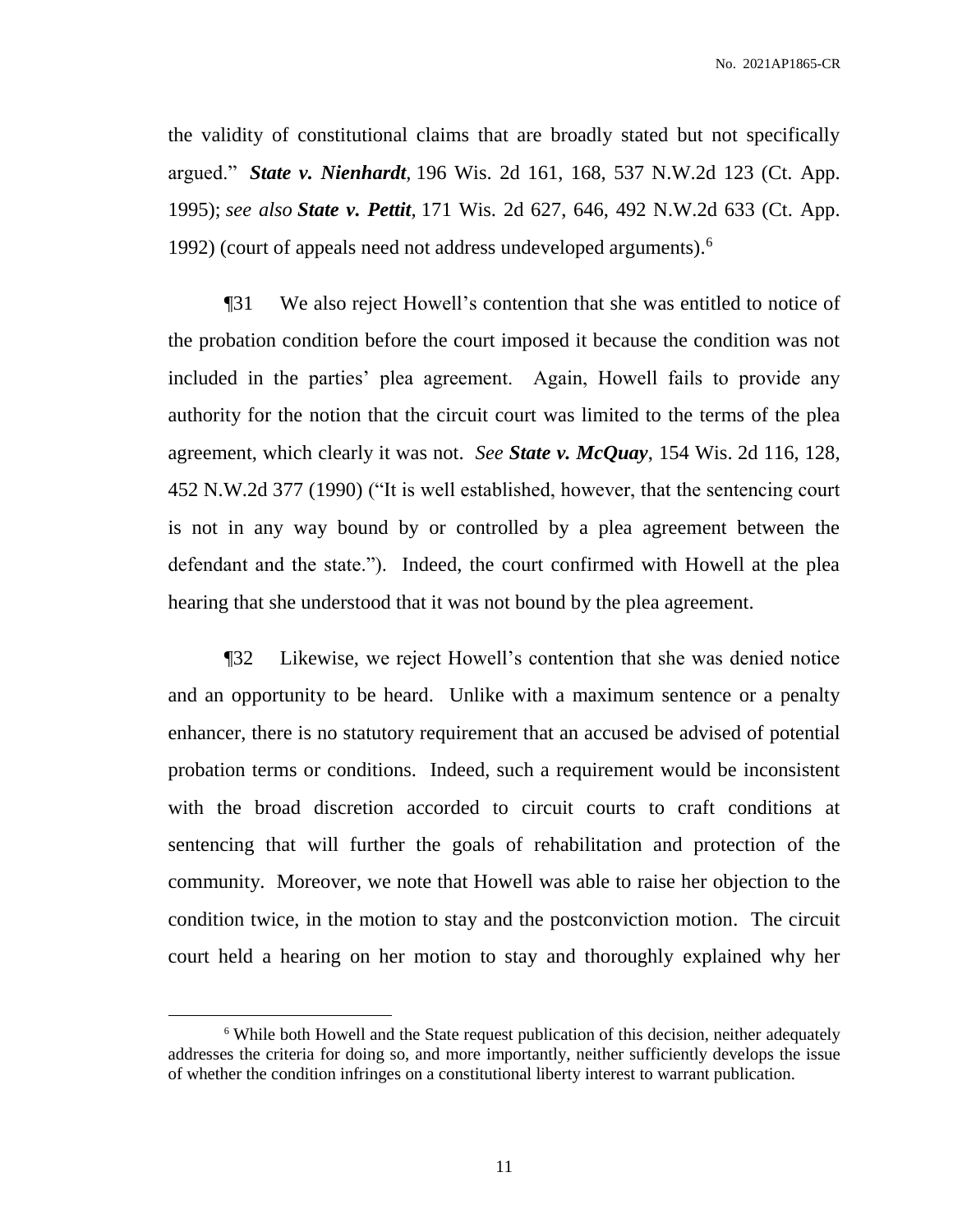the validity of constitutional claims that are broadly stated but not specifically argued." ***State v. Nienhardt***, 196 Wis. 2d 161, 168, 537 N.W.2d 123 (Ct. App. 1995); *see also* ***State v. Pettit***, 171 Wis. 2d 627, 646, 492 N.W.2d 633 (Ct. App. 1992) (court of appeals need not address undeveloped arguments).[6]

¶31 We also reject Howell's contention that she was entitled to notice of the probation condition before the court imposed it because the condition was not included in the parties' plea agreement. Again, Howell fails to provide any authority for the notion that the circuit court was limited to the terms of the plea agreement, which clearly it was not. *See* ***State v. McQuay***, 154 Wis. 2d 116, 128, 452 N.W.2d 377 (1990) ("It is well established, however, that the sentencing court is not in any way bound by or controlled by a plea agreement between the defendant and the state."). Indeed, the court confirmed with Howell at the plea hearing that she understood that it was not bound by the plea agreement.

¶32 Likewise, we reject Howell's contention that she was denied notice and an opportunity to be heard. Unlike with a maximum sentence or a penalty enhancer, there is no statutory requirement that an accused be advised of potential probation terms or conditions. Indeed, such a requirement would be inconsistent with the broad discretion accorded to circuit courts to craft conditions at sentencing that will further the goals of rehabilitation and protection of the community. Moreover, we note that Howell was able to raise her objection to the condition twice, in the motion to stay and the postconviction motion. The circuit court held a hearing on her motion to stay and thoroughly explained why her

---

[6] While both Howell and the State request publication of this decision, neither adequately addresses the criteria for doing so, and more importantly, neither sufficiently develops the issue of whether the condition infringes on a constitutional liberty interest to warrant publication.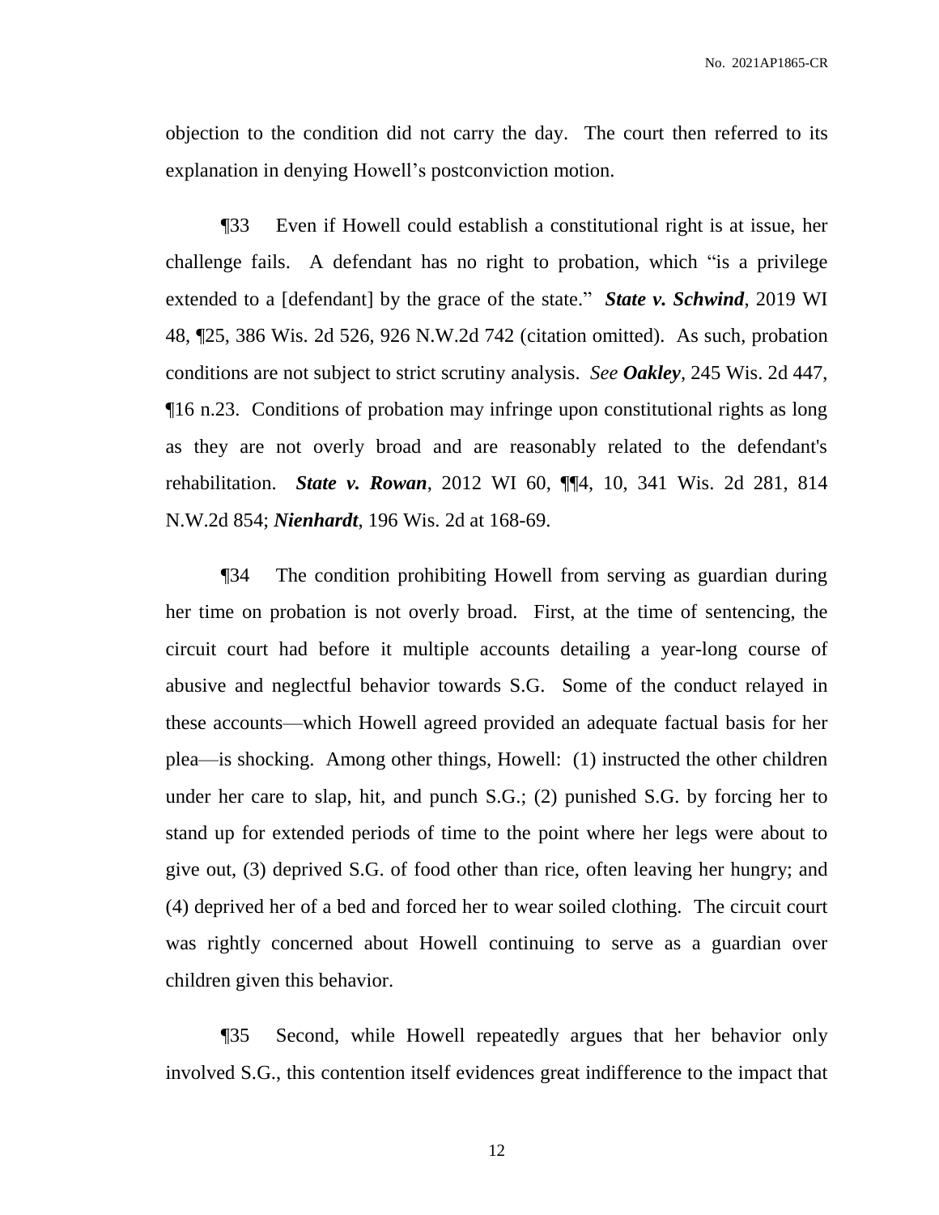objection to the condition did not carry the day. The court then referred to its explanation in denying Howell's postconviction motion.

¶33 Even if Howell could establish a constitutional right is at issue, her challenge fails. A defendant has no right to probation, which "is a privilege extended to a [defendant] by the grace of the state." ***State v. Schwind***, 2019 WI 48, ¶25, 386 Wis. 2d 526, 926 N.W.2d 742 (citation omitted). As such, probation conditions are not subject to strict scrutiny analysis. *See* ***Oakley***, 245 Wis. 2d 447, ¶16 n.23. Conditions of probation may infringe upon constitutional rights as long as they are not overly broad and are reasonably related to the defendant's rehabilitation. ***State v. Rowan***, 2012 WI 60, ¶¶4, 10, 341 Wis. 2d 281, 814 N.W.2d 854; ***Nienhardt***, 196 Wis. 2d at 168-69.

¶34 The condition prohibiting Howell from serving as guardian during her time on probation is not overly broad. First, at the time of sentencing, the circuit court had before it multiple accounts detailing a year-long course of abusive and neglectful behavior towards S.G. Some of the conduct relayed in these accounts—which Howell agreed provided an adequate factual basis for her plea—is shocking. Among other things, Howell: (1) instructed the other children under her care to slap, hit, and punch S.G.; (2) punished S.G. by forcing her to stand up for extended periods of time to the point where her legs were about to give out, (3) deprived S.G. of food other than rice, often leaving her hungry; and (4) deprived her of a bed and forced her to wear soiled clothing. The circuit court was rightly concerned about Howell continuing to serve as a guardian over children given this behavior.

¶35 Second, while Howell repeatedly argues that her behavior only involved S.G., this contention itself evidences great indifference to the impact that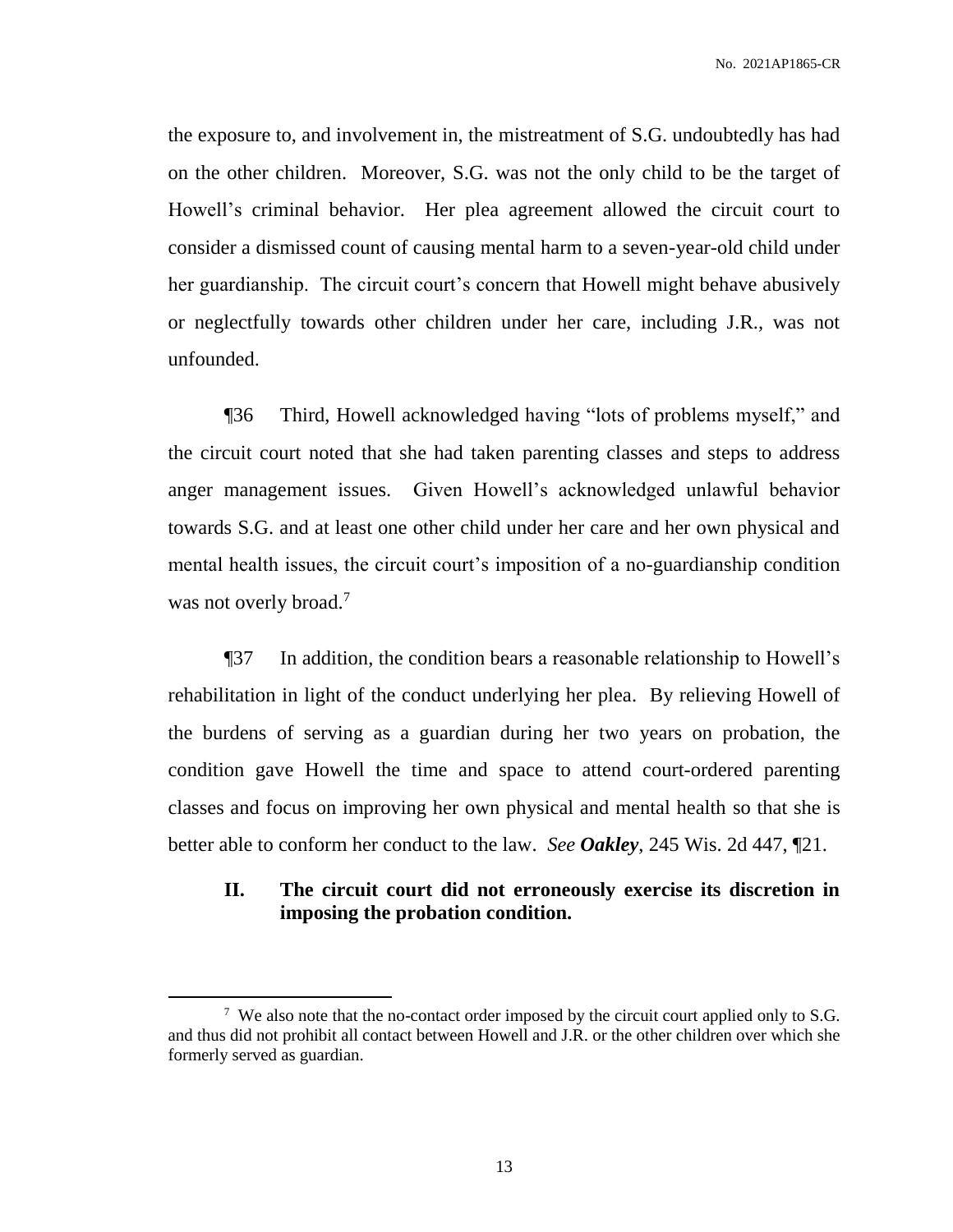the exposure to, and involvement in, the mistreatment of S.G. undoubtedly has had on the other children. Moreover, S.G. was not the only child to be the target of Howell's criminal behavior. Her plea agreement allowed the circuit court to consider a dismissed count of causing mental harm to a seven-year-old child under her guardianship. The circuit court's concern that Howell might behave abusively or neglectfully towards other children under her care, including J.R., was not unfounded.

¶36 Third, Howell acknowledged having "lots of problems myself," and the circuit court noted that she had taken parenting classes and steps to address anger management issues. Given Howell's acknowledged unlawful behavior towards S.G. and at least one other child under her care and her own physical and mental health issues, the circuit court's imposition of a no-guardianship condition was not overly broad.[7]

¶37 In addition, the condition bears a reasonable relationship to Howell's rehabilitation in light of the conduct underlying her plea. By relieving Howell of the burdens of serving as a guardian during her two years on probation, the condition gave Howell the time and space to attend court-ordered parenting classes and focus on improving her own physical and mental health so that she is better able to conform her conduct to the law. *See* ***Oakley***, 245 Wis. 2d 447, ¶21.

## II. The circuit court did not erroneously exercise its discretion in imposing the probation condition.

---

[7] We also note that the no-contact order imposed by the circuit court applied only to S.G. and thus did not prohibit all contact between Howell and J.R. or the other children over which she formerly served as guardian.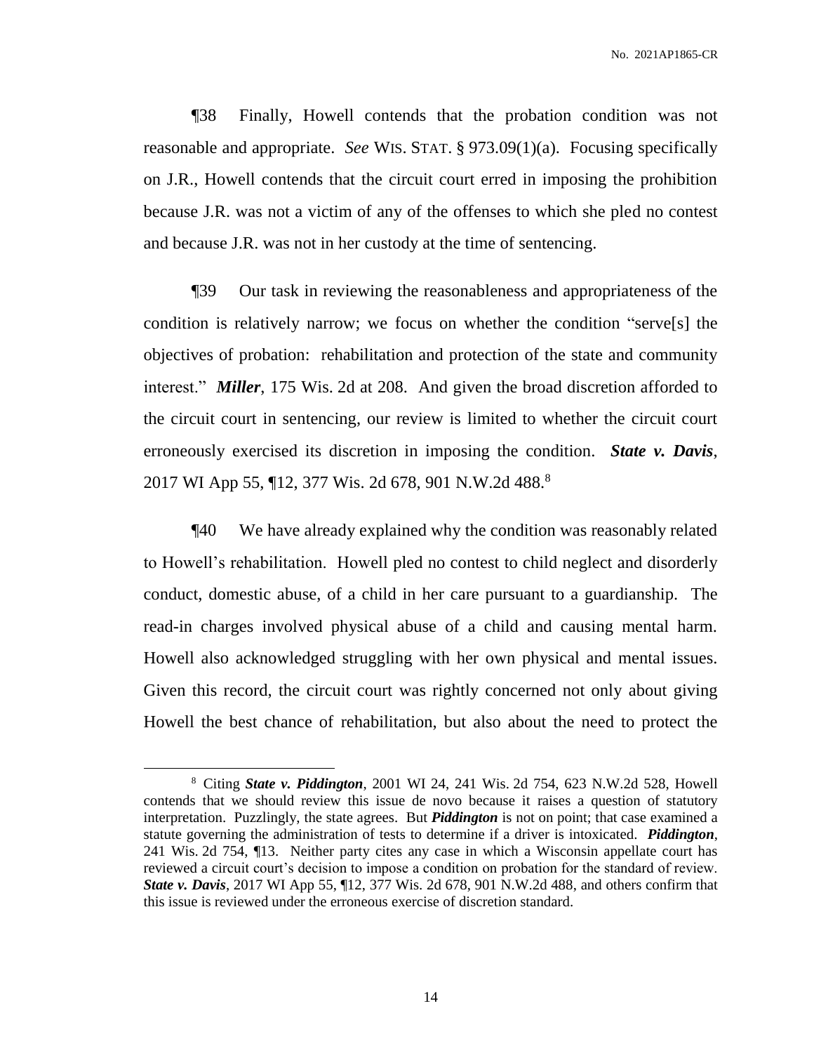¶38 Finally, Howell contends that the probation condition was not reasonable and appropriate. *See* WIS. STAT. § 973.09(1)(a). Focusing specifically on J.R., Howell contends that the circuit court erred in imposing the prohibition because J.R. was not a victim of any of the offenses to which she pled no contest and because J.R. was not in her custody at the time of sentencing.

¶39 Our task in reviewing the reasonableness and appropriateness of the condition is relatively narrow; we focus on whether the condition "serve[s] the objectives of probation: rehabilitation and protection of the state and community interest." ***Miller***, 175 Wis. 2d at 208. And given the broad discretion afforded to the circuit court in sentencing, our review is limited to whether the circuit court erroneously exercised its discretion in imposing the condition. ***State v. Davis***, 2017 WI App 55, ¶12, 377 Wis. 2d 678, 901 N.W.2d 488.[8]

¶40 We have already explained why the condition was reasonably related to Howell's rehabilitation. Howell pled no contest to child neglect and disorderly conduct, domestic abuse, of a child in her care pursuant to a guardianship. The read-in charges involved physical abuse of a child and causing mental harm. Howell also acknowledged struggling with her own physical and mental issues. Given this record, the circuit court was rightly concerned not only about giving Howell the best chance of rehabilitation, but also about the need to protect the

---

[8] Citing ***State v. Piddington***, 2001 WI 24, 241 Wis. 2d 754, 623 N.W.2d 528, Howell contends that we should review this issue de novo because it raises a question of statutory interpretation. Puzzlingly, the state agrees. But ***Piddington*** is not on point; that case examined a statute governing the administration of tests to determine if a driver is intoxicated. ***Piddington***, 241 Wis. 2d 754, ¶13. Neither party cites any case in which a Wisconsin appellate court has reviewed a circuit court's decision to impose a condition on probation for the standard of review. ***State v. Davis***, 2017 WI App 55, ¶12, 377 Wis. 2d 678, 901 N.W.2d 488, and others confirm that this issue is reviewed under the erroneous exercise of discretion standard.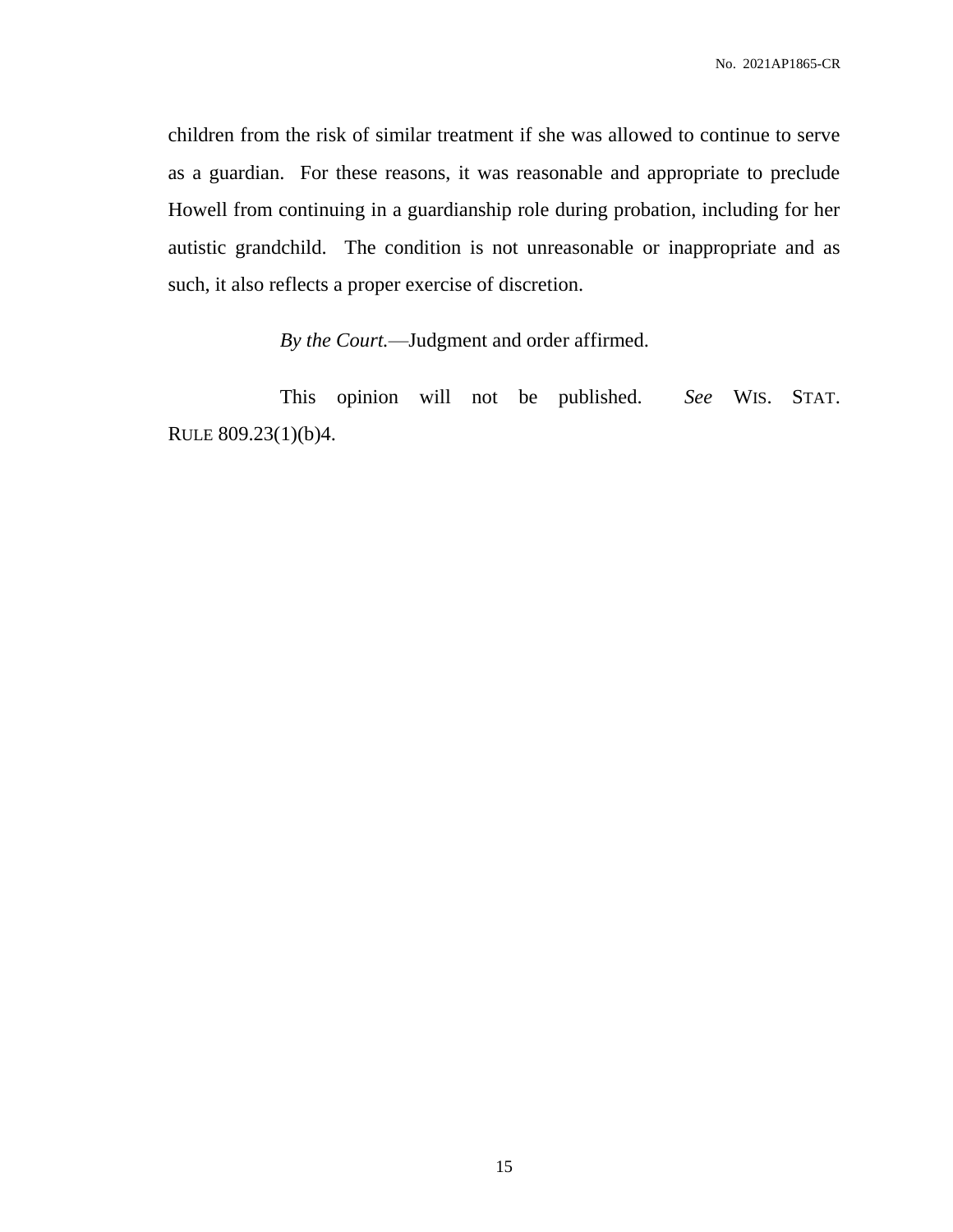children from the risk of similar treatment if she was allowed to continue to serve as a guardian. For these reasons, it was reasonable and appropriate to preclude Howell from continuing in a guardianship role during probation, including for her autistic grandchild. The condition is not unreasonable or inappropriate and as such, it also reflects a proper exercise of discretion.

*By the Court.*—Judgment and order affirmed.

This opinion will not be published. *See* WIS. STAT. RULE 809.23(1)(b)4.